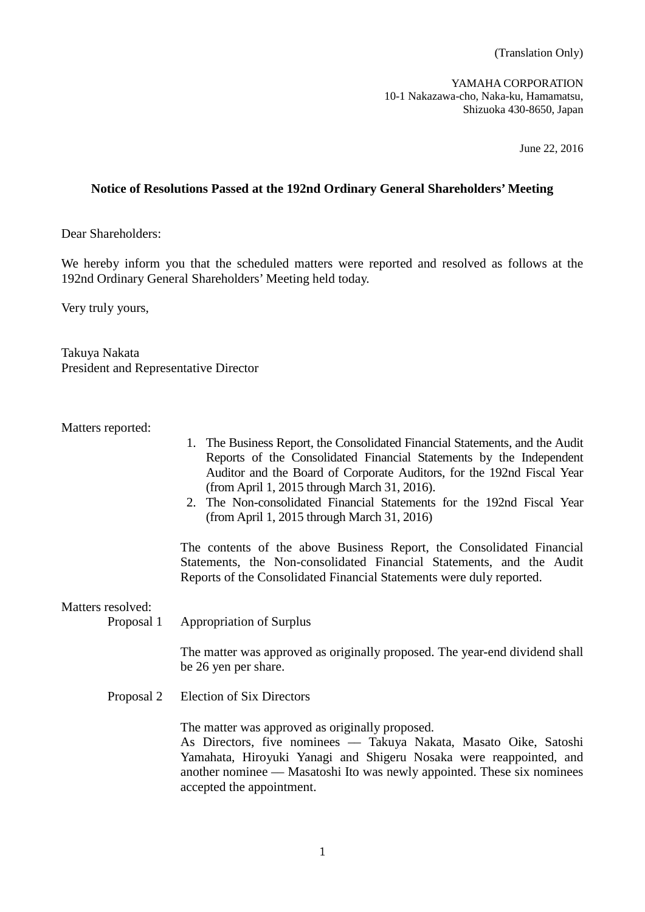(Translation Only)

YAMAHA CORPORATION
10-1 Nakazawa-cho, Naka-ku, Hamamatsu,
Shizuoka 430-8650, Japan

June 22, 2016

## Notice of Resolutions Passed at the 192nd Ordinary General Shareholders' Meeting

Dear Shareholders:

We hereby inform you that the scheduled matters were reported and resolved as follows at the 192nd Ordinary General Shareholders' Meeting held today.

Very truly yours,

Takuya Nakata
President and Representative Director

Matters reported:

1. The Business Report, the Consolidated Financial Statements, and the Audit Reports of the Consolidated Financial Statements by the Independent Auditor and the Board of Corporate Auditors, for the 192nd Fiscal Year (from April 1, 2015 through March 31, 2016).
2. The Non-consolidated Financial Statements for the 192nd Fiscal Year (from April 1, 2015 through March 31, 2016)

The contents of the above Business Report, the Consolidated Financial Statements, the Non-consolidated Financial Statements, and the Audit Reports of the Consolidated Financial Statements were duly reported.

Matters resolved:

Proposal 1 Appropriation of Surplus

The matter was approved as originally proposed. The year-end dividend shall be 26 yen per share.

Proposal 2 Election of Six Directors

The matter was approved as originally proposed.
As Directors, five nominees — Takuya Nakata, Masato Oike, Satoshi Yamahata, Hiroyuki Yanagi and Shigeru Nosaka were reappointed, and another nominee — Masatoshi Ito was newly appointed. These six nominees accepted the appointment.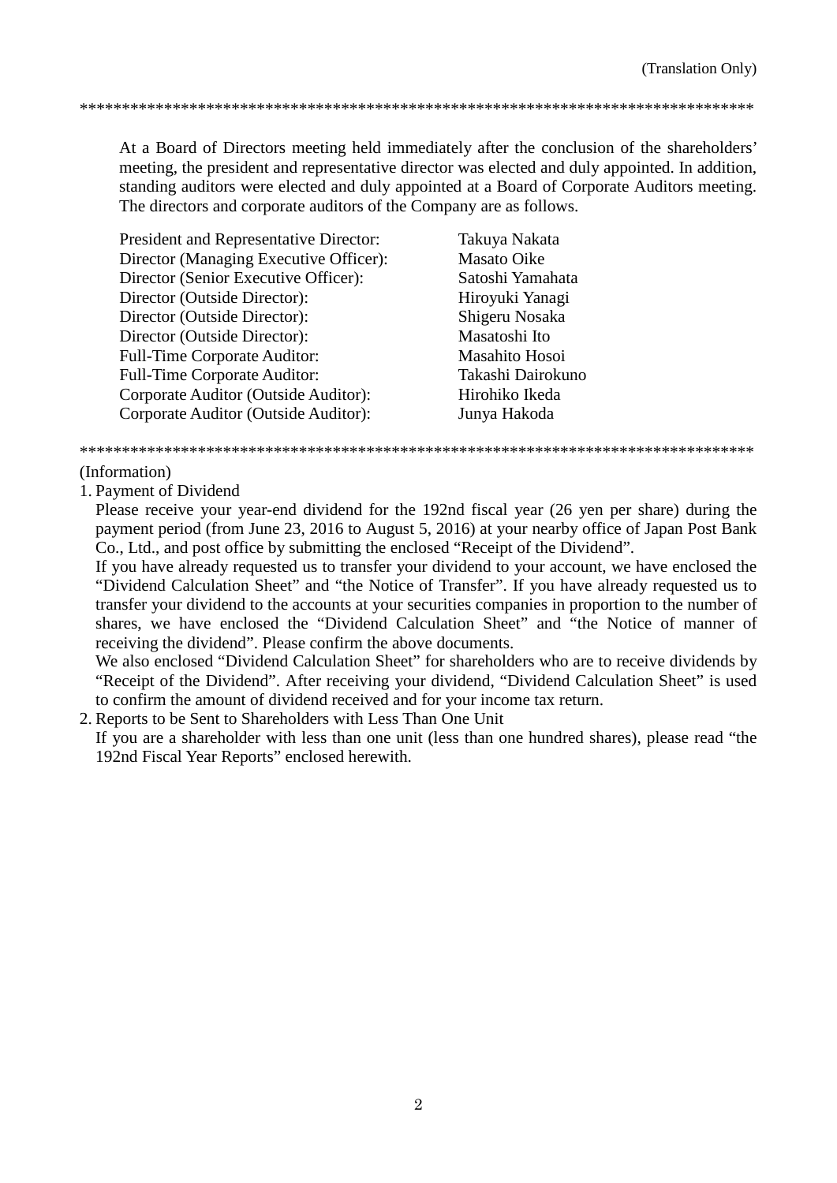(Translation Only)

\*\*\*\*\*\*\*\*\*\*\*\*\*\*\*\*\*\*\*\*\*\*\*\*\*\*\*\*\*\*\*\*\*\*\*\*\*\*\*\*\*\*\*\*\*\*\*\*\*\*\*\*\*\*\*\*\*\*\*\*\*\*\*\*\*\*\*\*\*\*\*\*\*\*\*\*\*\*\*\*\*\*\*\*\*\*

At a Board of Directors meeting held immediately after the conclusion of the shareholders' meeting, the president and representative director was elected and duly appointed. In addition, standing auditors were elected and duly appointed at a Board of Corporate Auditors meeting. The directors and corporate auditors of the Company are as follows.

| | |
|---|---|
| President and Representative Director: | Takuya Nakata |
| Director (Managing Executive Officer): | Masato Oike |
| Director (Senior Executive Officer): | Satoshi Yamahata |
| Director (Outside Director): | Hiroyuki Yanagi |
| Director (Outside Director): | Shigeru Nosaka |
| Director (Outside Director): | Masatoshi Ito |
| Full-Time Corporate Auditor: | Masahito Hosoi |
| Full-Time Corporate Auditor: | Takashi Dairokuno |
| Corporate Auditor (Outside Auditor): | Hirohiko Ikeda |
| Corporate Auditor (Outside Auditor): | Junya Hakoda |

\*\*\*\*\*\*\*\*\*\*\*\*\*\*\*\*\*\*\*\*\*\*\*\*\*\*\*\*\*\*\*\*\*\*\*\*\*\*\*\*\*\*\*\*\*\*\*\*\*\*\*\*\*\*\*\*\*\*\*\*\*\*\*\*\*\*\*\*\*\*\*\*\*\*\*\*\*\*\*\*\*\*\*\*\*\*

(Information)

1. Payment of Dividend

   Please receive your year-end dividend for the 192nd fiscal year (26 yen per share) during the payment period (from June 23, 2016 to August 5, 2016) at your nearby office of Japan Post Bank Co., Ltd., and post office by submitting the enclosed "Receipt of the Dividend".

   If you have already requested us to transfer your dividend to your account, we have enclosed the "Dividend Calculation Sheet" and "the Notice of Transfer". If you have already requested us to transfer your dividend to the accounts at your securities companies in proportion to the number of shares, we have enclosed the "Dividend Calculation Sheet" and "the Notice of manner of receiving the dividend". Please confirm the above documents.

   We also enclosed "Dividend Calculation Sheet" for shareholders who are to receive dividends by "Receipt of the Dividend". After receiving your dividend, "Dividend Calculation Sheet" is used to confirm the amount of dividend received and for your income tax return.

2. Reports to be Sent to Shareholders with Less Than One Unit

   If you are a shareholder with less than one unit (less than one hundred shares), please read "the 192nd Fiscal Year Reports" enclosed herewith.